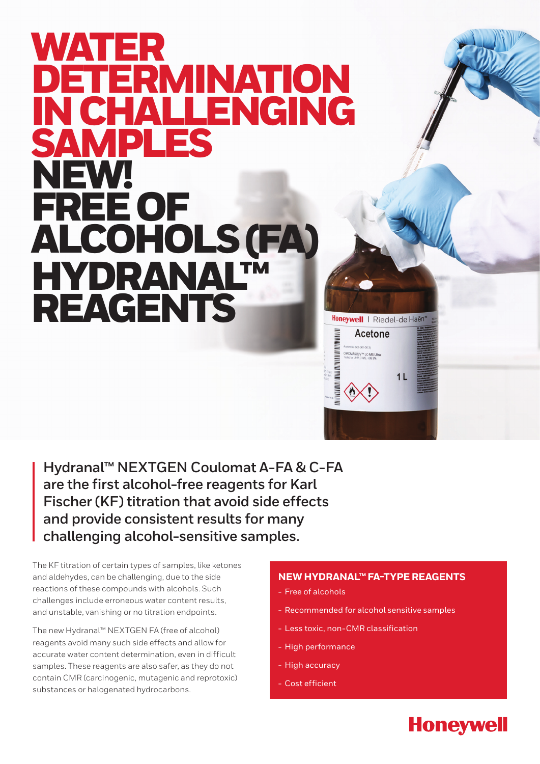# WATER DETERMINATION IN CHALLENGING SAMPLES

# NEW! FREE OF ALCOHOLS (FA) HYDRANAL™ REAGENTS

**Hydranal™ NEXTGEN Coulomat A-FA & C-FA are the first alcohol-free reagents for Karl Fischer (KF) titration that avoid side effects and provide consistent results for many challenging alcohol-sensitive samples.**

The KF titration of certain types of samples, like ketones and aldehydes, can be challenging, due to the side reactions of these compounds with alcohols. Such challenges include erroneous water content results, and unstable, vanishing or no titration endpoints.

The new Hydranal™ NEXTGEN FA (free of alcohol) reagents avoid many such side effects and allow for accurate water content determination, even in difficult samples. These reagents are also safer, as they do not contain CMR (carcinogenic, mutagenic and reprotoxic) substances or halogenated hydrocarbons.

## NEW HYDRANAL™ FA-TYPE REAGENTS

- Free of alcohols
- Recommended for alcohol sensitive samples
- Less toxic, non-CMR classification
- High performance
- High accuracy
- Cost efficient

Honeywell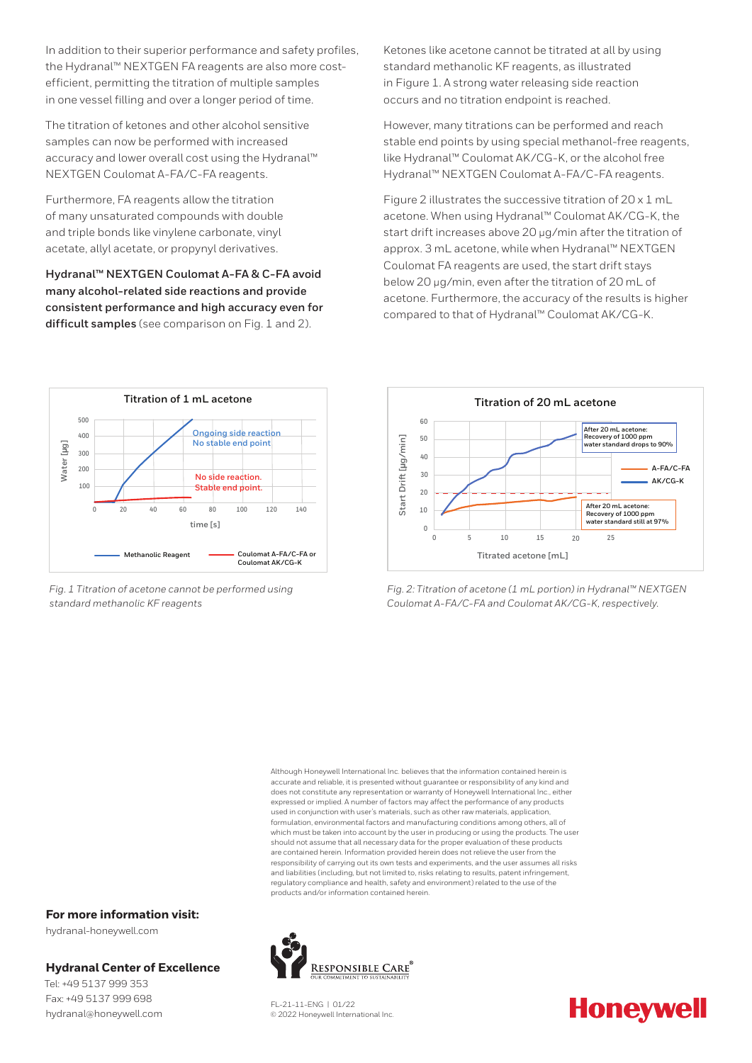In addition to their superior performance and safety profiles, the Hydranal™ NEXTGEN FA reagents are also more cost-efficient, permitting the titration of multiple samples in one vessel filling and over a longer period of time.

The titration of ketones and other alcohol sensitive samples can now be performed with increased accuracy and lower overall cost using the Hydranal™ NEXTGEN Coulomat A-FA/C-FA reagents.

Furthermore, FA reagents allow the titration of many unsaturated compounds with double and triple bonds like vinylene carbonate, vinyl acetate, allyl acetate, or propynyl derivatives.

**Hydranal™ NEXTGEN Coulomat A-FA & C-FA avoid many alcohol-related side reactions and provide consistent performance and high accuracy even for difficult samples** (see comparison on Fig. 1 and 2).

Ketones like acetone cannot be titrated at all by using standard methanolic KF reagents, as illustrated in Figure 1. A strong water releasing side reaction occurs and no titration endpoint is reached.

However, many titrations can be performed and reach stable end points by using special methanol-free reagents, like Hydranal™ Coulomat AK/CG-K, or the alcohol free Hydranal™ NEXTGEN Coulomat A-FA/C-FA reagents.

Figure 2 illustrates the successive titration of 20 x 1 mL acetone. When using Hydranal™ Coulomat AK/CG-K, the start drift increases above 20 µg/min after the titration of approx. 3 mL acetone, while when Hydranal™ NEXTGEN Coulomat FA reagents are used, the start drift stays below 20 µg/min, even after the titration of 20 mL of acetone. Furthermore, the accuracy of the results is higher compared to that of Hydranal™ Coulomat AK/CG-K.

Titration of 1 mL acetone

Water [µg]

500
400
300
200
100

0 20 40 60 80 100 120 140

time [s]

Ongoing side reaction
No stable end point

No side reaction.
Stable end point.

Methanolic Reagent

Coulomat A-FA/C-FA or Coulomat AK/CG-K

*Fig. 1 Titration of acetone cannot be performed using standard methanolic KF reagents*

Titration of 20 mL acetone

Start Drift [µg/min]

60
50
40
30
20
10
0

0 5 10 15 20 25

Titrated acetone [mL]

After 20 mL acetone:
Recovery of 1000 ppm water standard drops to 90%

A-FA/C-FA

AK/CG-K

After 20 mL acetone:
Recovery of 1000 ppm water standard still at 97%

*Fig. 2: Titration of acetone (1 mL portion) in Hydranal™ NEXTGEN Coulomat A-FA/C-FA and Coulomat AK/CG-K, respectively.*

Although Honeywell International Inc. believes that the information contained herein is accurate and reliable, it is presented without guarantee or responsibility of any kind and does not constitute any representation or warranty of Honeywell International Inc., either expressed or implied. A number of factors may affect the performance of any products used in conjunction with user's materials, such as other raw materials, application, formulation, environmental factors and manufacturing conditions among others, all of which must be taken into account by the user in producing or using the products. The user should not assume that all necessary data for the proper evaluation of these products are contained herein. Information provided herein does not relieve the user from the responsibility of carrying out its own tests and experiments, and the user assumes all risks and liabilities (including, but not limited to, risks relating to results, patent infringement, regulatory compliance and health, safety and environment) related to the use of the products and/or information contained herein.

**For more information visit:**
hydranal-honeywell.com

**Hydranal Center of Excellence**
Tel: +49 5137 999 353
Fax: +49 5137 999 698
hydranal@honeywell.com

RESPONSIBLE CARE®
OUR COMMITMENT TO SUSTAINABILITY

FL-21-11-ENG | 01/22
© 2022 Honeywell International Inc.

Honeywell